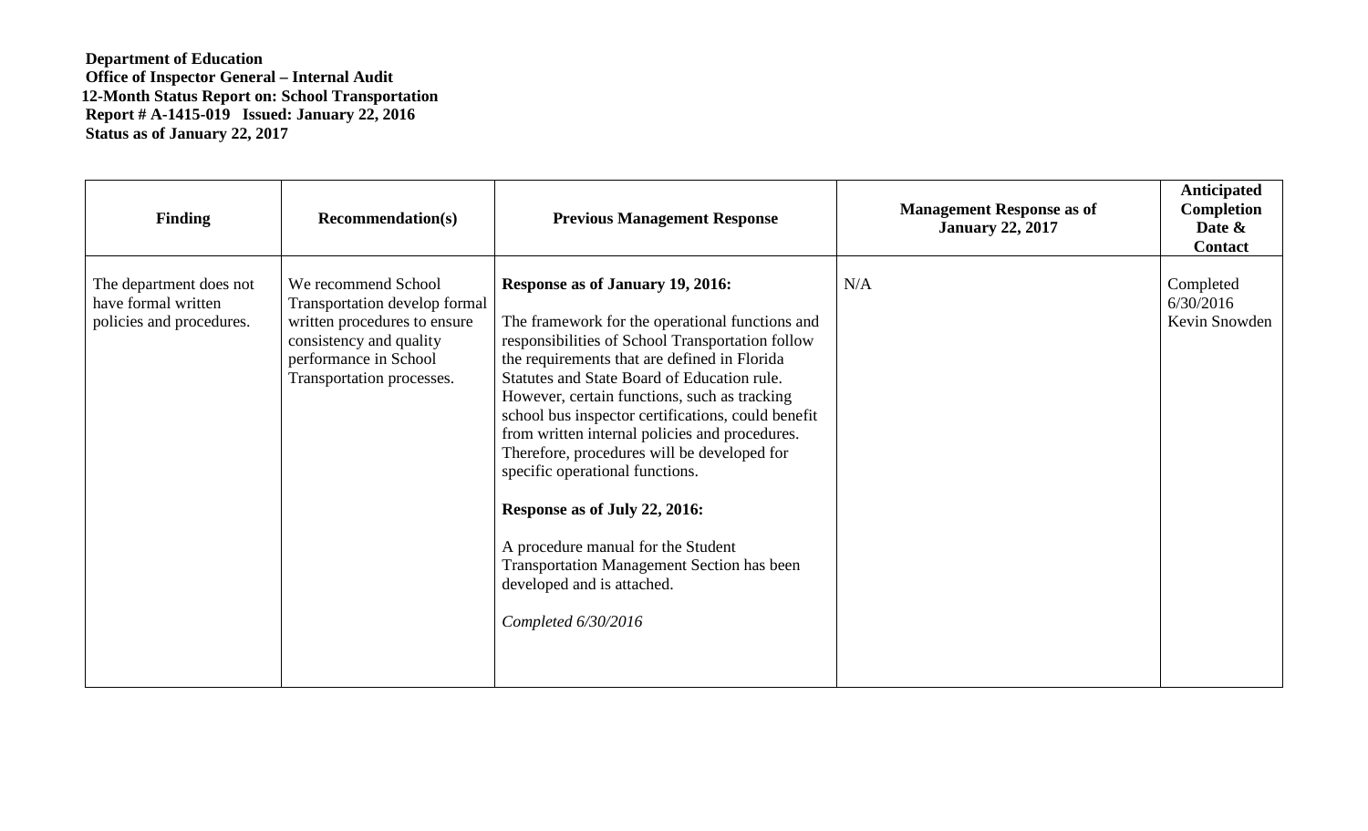**Department of Education**
**Office of Inspector General – Internal Audit**
**12-Month Status Report on: School Transportation**
**Report # A-1415-019 Issued: January 22, 2016**
**Status as of January 22, 2017**

| Finding | Recommendation(s) | Previous Management Response | Management Response as of January 22, 2017 | Anticipated Completion Date & Contact |
|---|---|---|---|---|
| The department does not have formal written policies and procedures. | We recommend School Transportation develop formal written procedures to ensure consistency and quality performance in School Transportation processes. | **Response as of January 19, 2016:**<br><br>The framework for the operational functions and responsibilities of School Transportation follow the requirements that are defined in Florida Statutes and State Board of Education rule. However, certain functions, such as tracking school bus inspector certifications, could benefit from written internal policies and procedures. Therefore, procedures will be developed for specific operational functions.<br><br>**Response as of July 22, 2016:**<br><br>A procedure manual for the Student Transportation Management Section has been developed and is attached.<br><br>*Completed 6/30/2016* | N/A | Completed 6/30/2016 Kevin Snowden |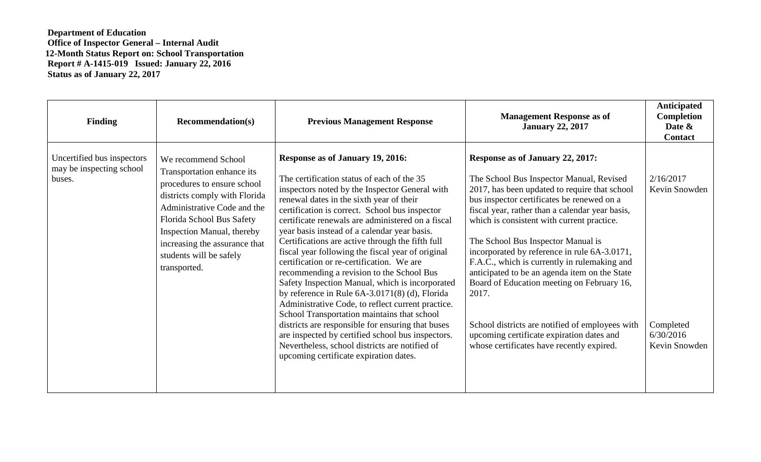**Department of Education**
**Office of Inspector General – Internal Audit**
**12-Month Status Report on: School Transportation**
**Report # A-1415-019 Issued: January 22, 2016**
**Status as of January 22, 2017**

| Finding | Recommendation(s) | Previous Management Response | Management Response as of January 22, 2017 | Anticipated Completion Date & Contact |
|---|---|---|---|---|
| Uncertified bus inspectors may be inspecting school buses. | We recommend School Transportation enhance its procedures to ensure school districts comply with Florida Administrative Code and the Florida School Bus Safety Inspection Manual, thereby increasing the assurance that students will be safely transported. | **Response as of January 19, 2016:**<br><br>The certification status of each of the 35 inspectors noted by the Inspector General with renewal dates in the sixth year of their certification is correct. School bus inspector certificate renewals are administered on a fiscal year basis instead of a calendar year basis. Certifications are active through the fifth full fiscal year following the fiscal year of original certification or re-certification. We are recommending a revision to the School Bus Safety Inspection Manual, which is incorporated by reference in Rule 6A-3.0171(8) (d), Florida Administrative Code, to reflect current practice. School Transportation maintains that school districts are responsible for ensuring that buses are inspected by certified school bus inspectors. Nevertheless, school districts are notified of upcoming certificate expiration dates. | **Response as of January 22, 2017:**<br><br>The School Bus Inspector Manual, Revised 2017, has been updated to require that school bus inspector certificates be renewed on a fiscal year, rather than a calendar year basis, which is consistent with current practice.<br><br>The School Bus Inspector Manual is incorporated by reference in rule 6A-3.0171, F.A.C., which is currently in rulemaking and anticipated to be an agenda item on the State Board of Education meeting on February 16, 2017.<br><br>School districts are notified of employees with upcoming certificate expiration dates and whose certificates have recently expired. | 2/16/2017<br>Kevin Snowden<br><br>Completed<br>6/30/2016<br>Kevin Snowden |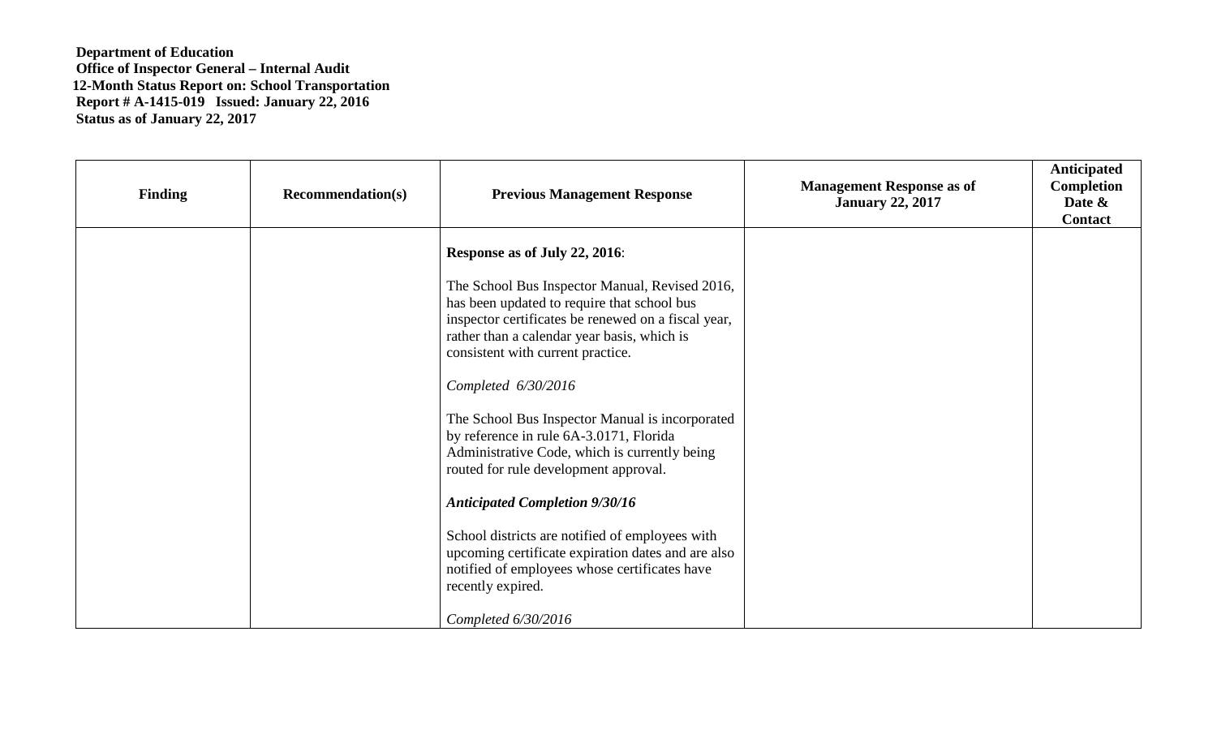**Department of Education**
**Office of Inspector General – Internal Audit**
**12-Month Status Report on: School Transportation**
**Report # A-1415-019 Issued: January 22, 2016**
**Status as of January 22, 2017**

| Finding | Recommendation(s) | Previous Management Response | Management Response as of January 22, 2017 | Anticipated Completion Date & Contact |
|---|---|---|---|---|
| | | **Response as of July 22, 2016**:<br><br>The School Bus Inspector Manual, Revised 2016, has been updated to require that school bus inspector certificates be renewed on a fiscal year, rather than a calendar year basis, which is consistent with current practice.<br><br>*Completed 6/30/2016*<br><br>The School Bus Inspector Manual is incorporated by reference in rule 6A-3.0171, Florida Administrative Code, which is currently being routed for rule development approval.<br><br>***Anticipated Completion 9/30/16***<br><br>School districts are notified of employees with upcoming certificate expiration dates and are also notified of employees whose certificates have recently expired.<br><br>*Completed 6/30/2016* | | |